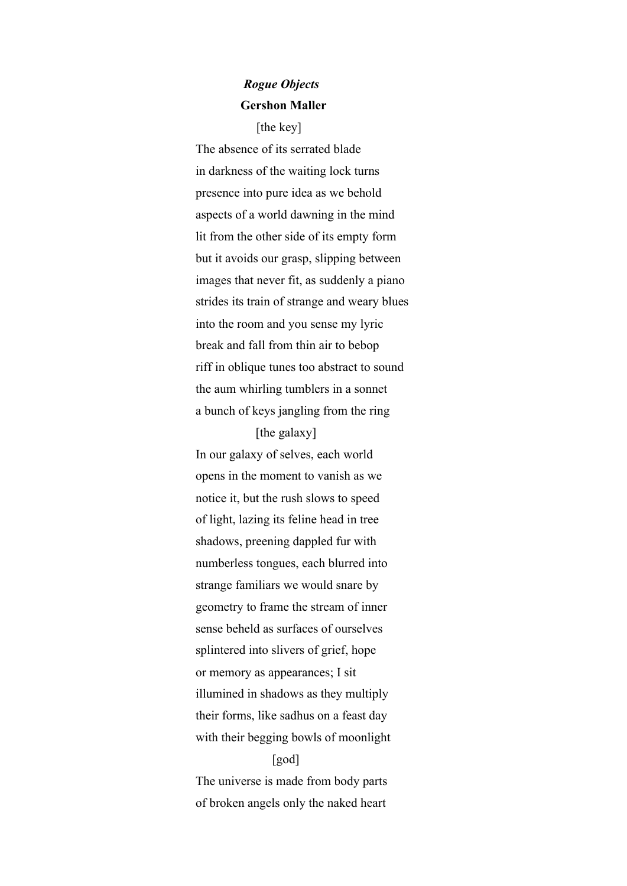***Rogue Objects***

**Gershon Maller**

[the key]

The absence of its serrated blade
in darkness of the waiting lock turns
presence into pure idea as we behold
aspects of a world dawning in the mind
lit from the other side of its empty form
but it avoids our grasp, slipping between
images that never fit, as suddenly a piano
strides its train of strange and weary blues
into the room and you sense my lyric
break and fall from thin air to bebop
riff in oblique tunes too abstract to sound
the aum whirling tumblers in a sonnet
a bunch of keys jangling from the ring

[the galaxy]

In our galaxy of selves, each world
opens in the moment to vanish as we
notice it, but the rush slows to speed
of light, lazing its feline head in tree
shadows, preening dappled fur with
numberless tongues, each blurred into
strange familiars we would snare by
geometry to frame the stream of inner
sense beheld as surfaces of ourselves
splintered into slivers of grief, hope
or memory as appearances; I sit
illumined in shadows as they multiply
their forms, like sadhus on a feast day
with their begging bowls of moonlight

[god]

The universe is made from body parts
of broken angels only the naked heart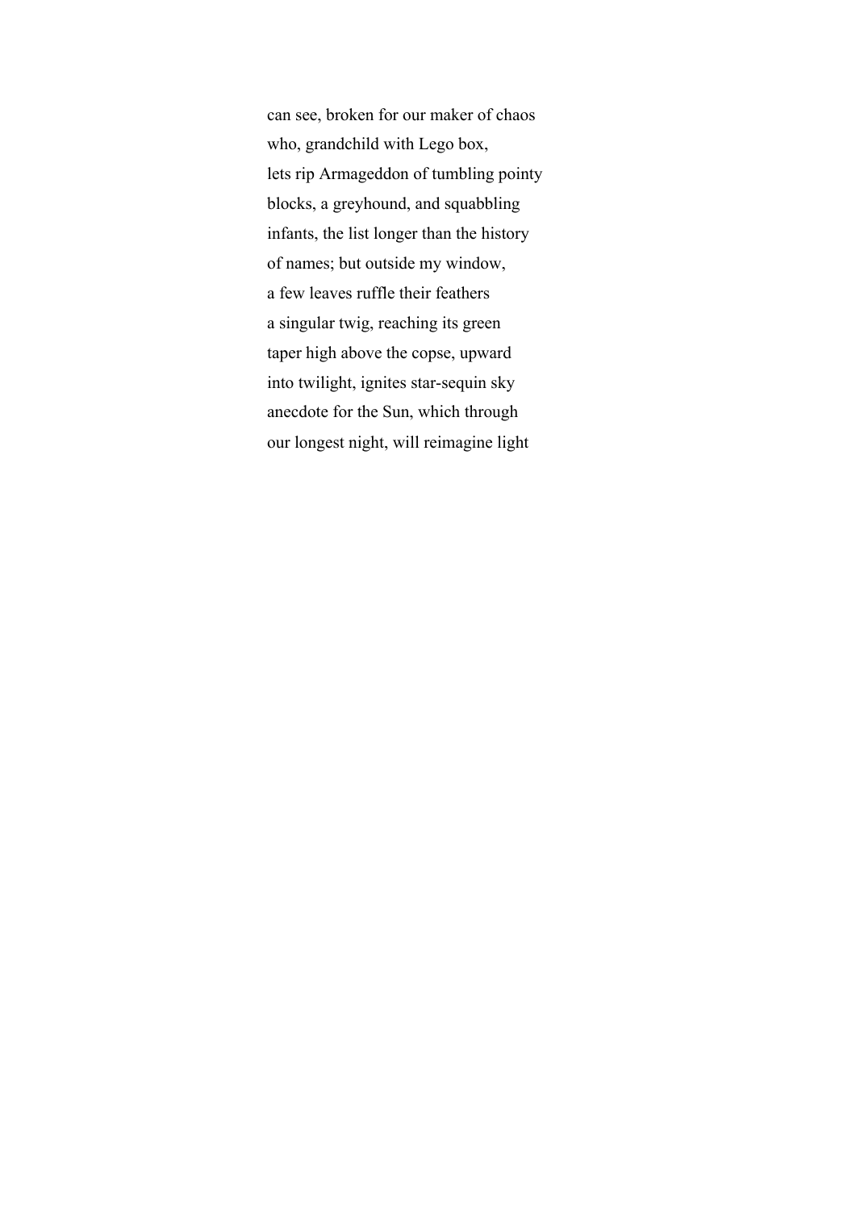can see, broken for our maker of chaos
who, grandchild with Lego box,
lets rip Armageddon of tumbling pointy
blocks, a greyhound, and squabbling
infants, the list longer than the history
of names; but outside my window,
a few leaves ruffle their feathers
a singular twig, reaching its green
taper high above the copse, upward
into twilight, ignites star-sequin sky
anecdote for the Sun, which through
our longest night, will reimagine light